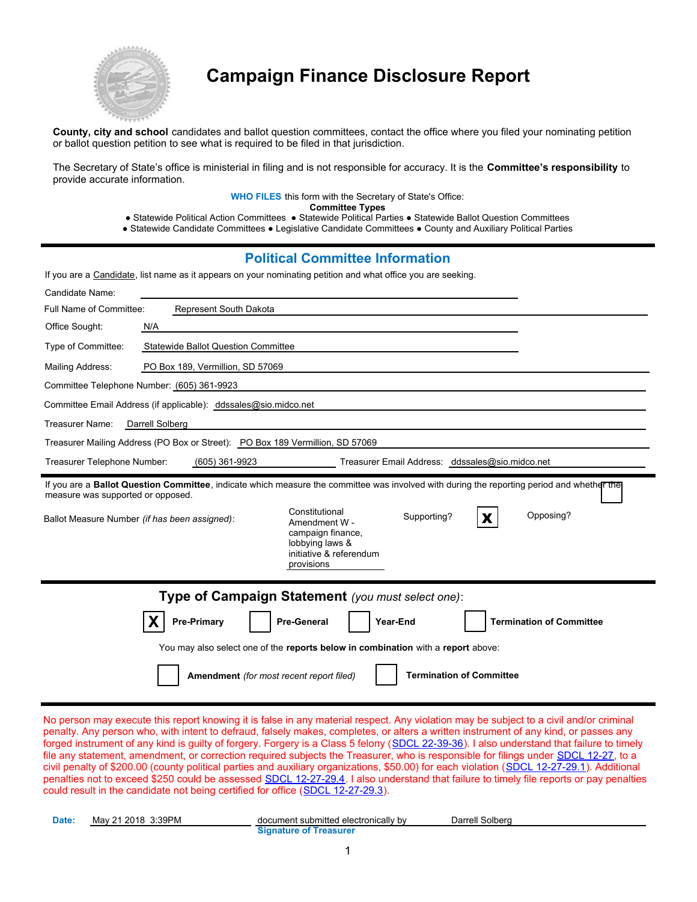# Campaign Finance Disclosure Report

**County, city and school** candidates and ballot question committees, contact the office where you filed your nominating petition or ballot question petition to see what is required to be filed in that jurisdiction.

The Secretary of State's office is ministerial in filing and is not responsible for accuracy. It is the **Committee's responsibility** to provide accurate information.

**WHO FILES** this form with the Secretary of State's Office:

**Committee Types**

● Statewide Political Action Committees ● Statewide Political Parties ● Statewide Ballot Question Committees
● Statewide Candidate Committees ● Legislative Candidate Committees ● County and Auxiliary Political Parties

## Political Committee Information

If you are a Candidate, list name as it appears on your nominating petition and what office you are seeking.

Candidate Name:

Full Name of Committee: Represent South Dakota

Office Sought: N/A

Type of Committee: Statewide Ballot Question Committee

Mailing Address: PO Box 189, Vermillion, SD 57069

Committee Telephone Number: (605) 361-9923

Committee Email Address (if applicable): ddssales@sio.midco.net

Treasurer Name: Darrell Solberg

Treasurer Mailing Address (PO Box or Street): PO Box 189 Vermillion, SD 57069

Treasurer Telephone Number: (605) 361-9923 Treasurer Email Address: ddssales@sio.midco.net

If you are a **Ballot Question Committee**, indicate which measure the committee was involved with during the reporting period and whether the measure was supported or opposed.

Ballot Measure Number *(if has been assigned)*: Constitutional Amendment W - campaign finance, lobbying laws & initiative & referendum provisions

Supporting? [X] Opposing? [ ]

## Type of Campaign Statement *(you must select one)*:

[X] **Pre-Primary** [ ] **Pre-General** [ ] **Year-End** [ ] **Termination of Committee**

You may also select one of the **reports below in combination** with a **report** above:

[ ] **Amendment** *(for most recent report filed)* [ ] **Termination of Committee**

No person may execute this report knowing it is false in any material respect. Any violation may be subject to a civil and/or criminal penalty. Any person who, with intent to defraud, falsely makes, completes, or alters a written instrument of any kind, or passes any forged instrument of any kind is guilty of forgery. Forgery is a Class 5 felony (SDCL 22-39-36). I also understand that failure to timely file any statement, amendment, or correction required subjects the Treasurer, who is responsible for filings under SDCL 12-27, to a civil penalty of $200.00 (county political parties and auxiliary organizations, $50.00) for each violation (SDCL 12-27-29.1). Additional penalties not to exceed $250 could be assessed SDCL 12-27-29.4. I also understand that failure to timely file reports or pay penalties could result in the candidate not being certified for office (SDCL 12-27-29.3).

**Date:** May 21 2018 3:39PM document submitted electronically by Darrell Solberg

**Signature of Treasurer**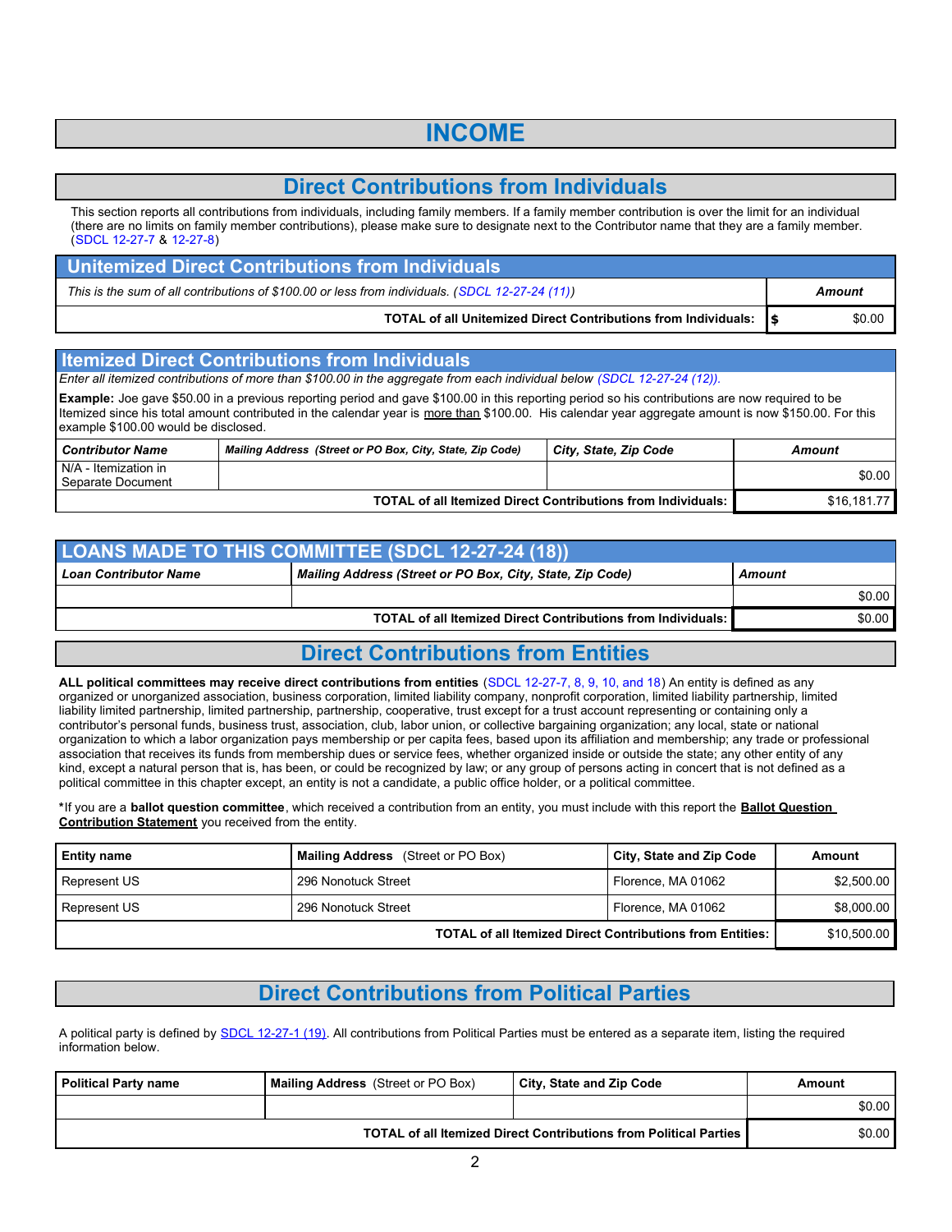# INCOME

## Direct Contributions from Individuals

This section reports all contributions from individuals, including family members. If a family member contribution is over the limit for an individual (there are no limits on family member contributions), please make sure to designate next to the Contributor name that they are a family member. (SDCL 12-27-7 & 12-27-8)

### Unitemized Direct Contributions from Individuals

| *This is the sum of all contributions of $100.00 or less from individuals. (SDCL 12-27-24 (11))* | ***Amount*** |
|---|---|
| **TOTAL of all Unitemized Direct Contributions from Individuals:** | **$** $0.00 |

### Itemized Direct Contributions from Individuals

*Enter all itemized contributions of more than $100.00 in the aggregate from each individual below (SDCL 12-27-24 (12)).*

**Example:** Joe gave $50.00 in a previous reporting period and gave $100.00 in this reporting period so his contributions are now required to be Itemized since his total amount contributed in the calendar year is more than $100.00. His calendar year aggregate amount is now $150.00. For this example $100.00 would be disclosed.

| ***Contributor Name*** | ***Mailing Address (Street or PO Box, City, State, Zip Code)*** | ***City, State, Zip Code*** | ***Amount*** |
|---|---|---|---|
| N/A - Itemization in Separate Document | | | $0.00 |
| **TOTAL of all Itemized Direct Contributions from Individuals:** | | | $16,181.77 |

### LOANS MADE TO THIS COMMITTEE (SDCL 12-27-24 (18))

| ***Loan Contributor Name*** | ***Mailing Address (Street or PO Box, City, State, Zip Code)*** | ***Amount*** |
|---|---|---|
| | | $0.00 |
| **TOTAL of all Itemized Direct Contributions from Individuals:** | | $0.00 |

## Direct Contributions from Entities

**ALL political committees may receive direct contributions from entities** (SDCL 12-27-7, 8, 9, 10, and 18) An entity is defined as any organized or unorganized association, business corporation, limited liability company, nonprofit corporation, limited liability partnership, limited liability limited partnership, limited partnership, partnership, cooperative, trust except for a trust account representing or containing only a contributor's personal funds, business trust, association, club, labor union, or collective bargaining organization; any local, state or national organization to which a labor organization pays membership or per capita fees, based upon its affiliation and membership; any trade or professional association that receives its funds from membership dues or service fees, whether organized inside or outside the state; any other entity of any kind, except a natural person that is, has been, or could be recognized by law; or any group of persons acting in concert that is not defined as a political committee in this chapter except, an entity is not a candidate, a public office holder, or a political committee.

*If you are a **ballot question committee**, which received a contribution from an entity, you must include with this report the **Ballot Question Contribution Statement** you received from the entity.

| **Entity name** | **Mailing Address** (Street or PO Box) | **City, State and Zip Code** | **Amount** |
|---|---|---|---|
| Represent US | 296 Nonotuck Street | Florence, MA 01062 | $2,500.00 |
| Represent US | 296 Nonotuck Street | Florence, MA 01062 | $8,000.00 |
| **TOTAL of all Itemized Direct Contributions from Entities:** | | | $10,500.00 |

## Direct Contributions from Political Parties

A political party is defined by SDCL 12-27-1 (19). All contributions from Political Parties must be entered as a separate item, listing the required information below.

| **Political Party name** | **Mailing Address** (Street or PO Box) | **City, State and Zip Code** | **Amount** |
|---|---|---|---|
| | | | $0.00 |
| **TOTAL of all Itemized Direct Contributions from Political Parties** | | | $0.00 |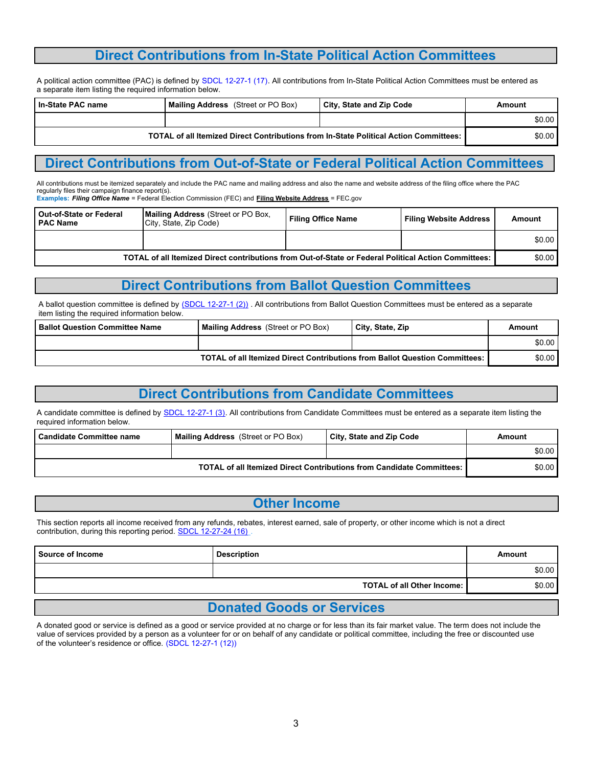## Direct Contributions from In-State Political Action Committees

A political action committee (PAC) is defined by SDCL 12-27-1 (17). All contributions from In-State Political Action Committees must be entered as a separate item listing the required information below.

| In-State PAC name | Mailing Address (Street or PO Box) | City, State and Zip Code | Amount |
|---|---|---|---|
| | | | $0.00 |
| **TOTAL of all Itemized Direct Contributions from In-State Political Action Committees:** | | | $0.00 |

## Direct Contributions from Out-of-State or Federal Political Action Committees

All contributions must be itemized separately and include the PAC name and mailing address and also the name and website address of the filing office where the PAC regularly files their campaign finance report(s).
**Examples:** ***Filing Office Name*** = Federal Election Commission (FEC) and **Filing Website Address** = FEC.gov

| Out-of-State or Federal PAC Name | Mailing Address (Street or PO Box, City, State, Zip Code) | Filing Office Name | Filing Website Address | Amount |
|---|---|---|---|---|
| | | | | $0.00 |
| **TOTAL of all Itemized Direct contributions from Out-of-State or Federal Political Action Committees:** | | | | $0.00 |

## Direct Contributions from Ballot Question Committees

A ballot question committee is defined by (SDCL 12-27-1 (2)) . All contributions from Ballot Question Committees must be entered as a separate item listing the required information below.

| Ballot Question Committee Name | Mailing Address (Street or PO Box) | City, State, Zip | Amount |
|---|---|---|---|
| | | | $0.00 |
| **TOTAL of all Itemized Direct Contributions from Ballot Question Committees:** | | | $0.00 |

## Direct Contributions from Candidate Committees

A candidate committee is defined by SDCL 12-27-1 (3). All contributions from Candidate Committees must be entered as a separate item listing the required information below.

| Candidate Committee name | Mailing Address (Street or PO Box) | City, State and Zip Code | Amount |
|---|---|---|---|
| | | | $0.00 |
| **TOTAL of all Itemized Direct Contributions from Candidate Committees:** | | | $0.00 |

## Other Income

This section reports all income received from any refunds, rebates, interest earned, sale of property, or other income which is not a direct contribution, during this reporting period. SDCL 12-27-24 (16) .

| Source of Income | Description | Amount |
|---|---|---|
| | | $0.00 |
| **TOTAL of all Other Income:** | | $0.00 |

## Donated Goods or Services

A donated good or service is defined as a good or service provided at no charge or for less than its fair market value. The term does not include the value of services provided by a person as a volunteer for or on behalf of any candidate or political committee, including the free or discounted use of the volunteer's residence or office. (SDCL 12-27-1 (12))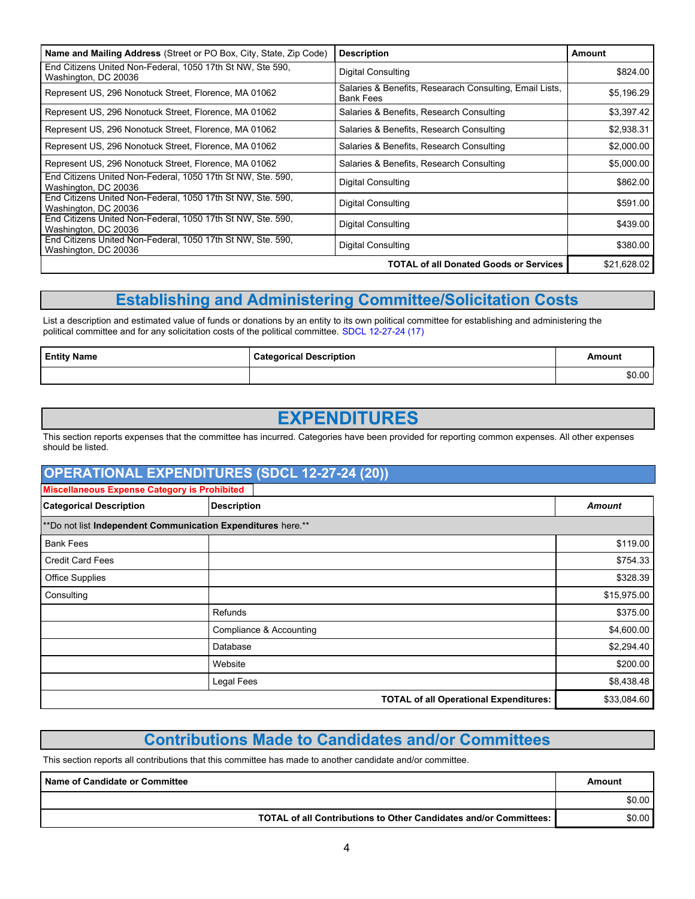| Name and Mailing Address (Street or PO Box, City, State, Zip Code) | Description | Amount |
|---|---|---|
| End Citizens United Non-Federal, 1050 17th St NW, Ste 590, Washington, DC 20036 | Digital Consulting | $824.00 |
| Represent US, 296 Nonotuck Street, Florence, MA 01062 | Salaries & Benefits, Researach Consulting, Email Lists, Bank Fees | $5,196.29 |
| Represent US, 296 Nonotuck Street, Florence, MA 01062 | Salaries & Benefits, Research Consulting | $3,397.42 |
| Represent US, 296 Nonotuck Street, Florence, MA 01062 | Salaries & Benefits, Research Consulting | $2,938.31 |
| Represent US, 296 Nonotuck Street, Florence, MA 01062 | Salaries & Benefits, Research Consulting | $2,000.00 |
| Represent US, 296 Nonotuck Street, Florence, MA 01062 | Salaries & Benefits, Research Consulting | $5,000.00 |
| End Citizens United Non-Federal, 1050 17th St NW, Ste. 590, Washington, DC 20036 | Digital Consulting | $862.00 |
| End Citizens United Non-Federal, 1050 17th St NW, Ste. 590, Washington, DC 20036 | Digital Consulting | $591.00 |
| End Citizens United Non-Federal, 1050 17th St NW, Ste. 590, Washington, DC 20036 | Digital Consulting | $439.00 |
| End Citizens United Non-Federal, 1050 17th St NW, Ste. 590, Washington, DC 20036 | Digital Consulting | $380.00 |
| | **TOTAL of all Donated Goods or Services** | $21,628.02 |

## Establishing and Administering Committee/Solicitation Costs

List a description and estimated value of funds or donations by an entity to its own political committee for establishing and administering the political committee and for any solicitation costs of the political committee. SDCL 12-27-24 (17)

| Entity Name | Categorical Description | Amount |
|---|---|---|
| | | $0.00 |

# EXPENDITURES

This section reports expenses that the committee has incurred. Categories have been provided for reporting common expenses. All other expenses should be listed.

## OPERATIONAL EXPENDITURES (SDCL 12-27-24 (20))

**Miscellaneous Expense Category is Prohibited**

| Categorical Description | Description | *Amount* |
|---|---|---|
| **Do not list **Independent Communication Expenditures** here.** | | |
| Bank Fees | | $119.00 |
| Credit Card Fees | | $754.33 |
| Office Supplies | | $328.39 |
| Consulting | | $15,975.00 |
| | Refunds | $375.00 |
| | Compliance & Accounting | $4,600.00 |
| | Database | $2,294.40 |
| | Website | $200.00 |
| | Legal Fees | $8,438.48 |
| | **TOTAL of all Operational Expenditures:** | $33,084.60 |

## Contributions Made to Candidates and/or Committees

This section reports all contributions that this committee has made to another candidate and/or committee.

| Name of Candidate or Committee | Amount |
|---|---|
| | $0.00 |
| **TOTAL of all Contributions to Other Candidates and/or Committees:** | $0.00 |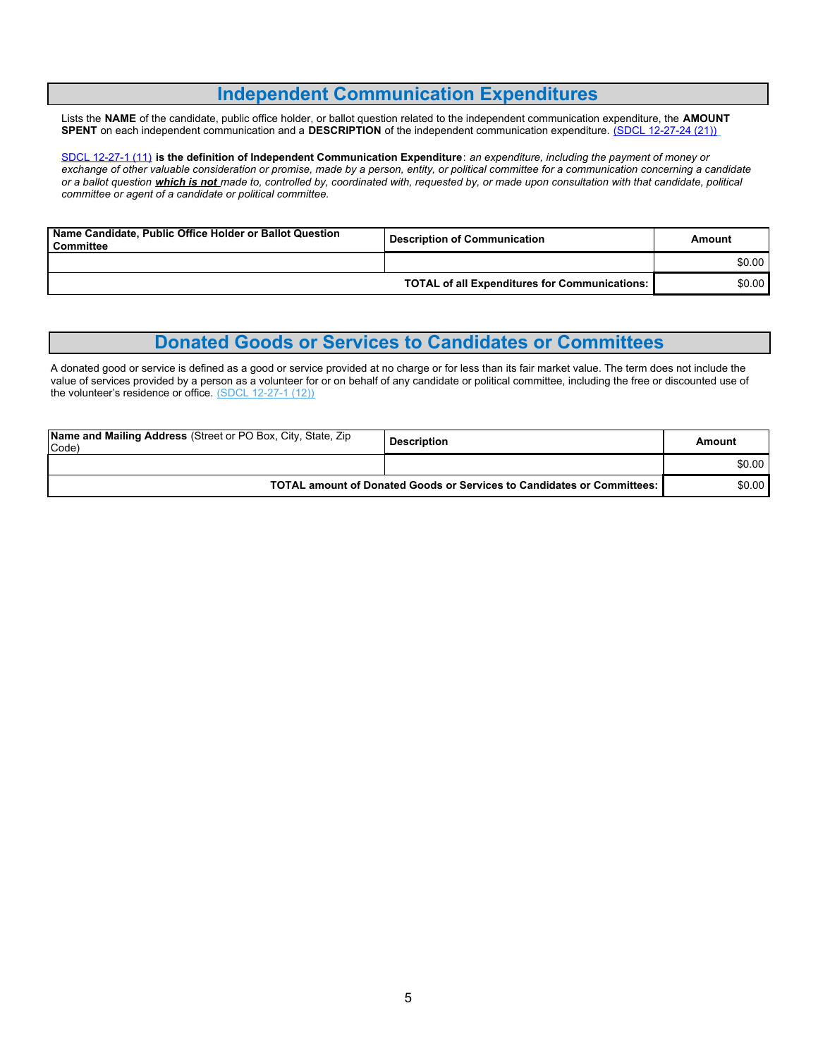## Independent Communication Expenditures

Lists the **NAME** of the candidate, public office holder, or ballot question related to the independent communication expenditure, the **AMOUNT SPENT** on each independent communication and a **DESCRIPTION** of the independent communication expenditure. (SDCL 12-27-24 (21))

SDCL 12-27-1 (11) **is the definition of Independent Communication Expenditure**: *an expenditure, including the payment of money or exchange of other valuable consideration or promise, made by a person, entity, or political committee for a communication concerning a candidate or a ballot question* ***which is not*** *made to, controlled by, coordinated with, requested by, or made upon consultation with that candidate, political committee or agent of a candidate or political committee.*

| Name Candidate, Public Office Holder or Ballot Question Committee | Description of Communication | Amount |
|---|---|---|
| | | $0.00 |
| | **TOTAL of all Expenditures for Communications:** | $0.00 |

## Donated Goods or Services to Candidates or Committees

A donated good or service is defined as a good or service provided at no charge or for less than its fair market value. The term does not include the value of services provided by a person as a volunteer for or on behalf of any candidate or political committee, including the free or discounted use of the volunteer's residence or office. (SDCL 12-27-1 (12))

| **Name and Mailing Address** (Street or PO Box, City, State, Zip Code) | Description | Amount |
|---|---|---|
| | | $0.00 |
| | **TOTAL amount of Donated Goods or Services to Candidates or Committees:** | $0.00 |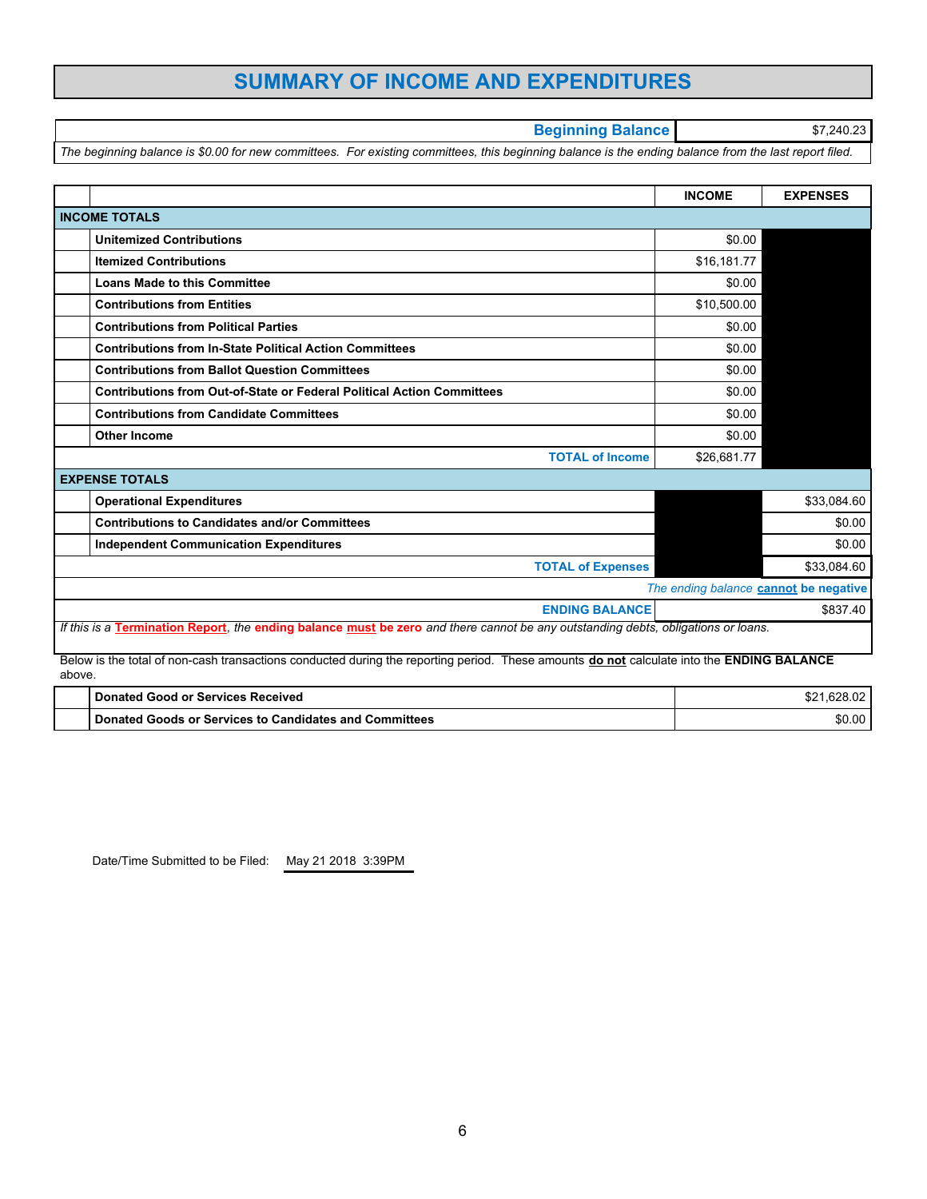# SUMMARY OF INCOME AND EXPENDITURES

| | |
|---|---|
| **Beginning Balance** | $7,240.23 |

*The beginning balance is $0.00 for new committees. For existing committees, this beginning balance is the ending balance from the last report filed.*

| | | INCOME | EXPENSES |
|---|---|---|---|
| **INCOME TOTALS** | | | |
| | **Unitemized Contributions** | $0.00 | |
| | **Itemized Contributions** | $16,181.77 | |
| | **Loans Made to this Committee** | $0.00 | |
| | **Contributions from Entities** | $10,500.00 | |
| | **Contributions from Political Parties** | $0.00 | |
| | **Contributions from In-State Political Action Committees** | $0.00 | |
| | **Contributions from Ballot Question Committees** | $0.00 | |
| | **Contributions from Out-of-State or Federal Political Action Committees** | $0.00 | |
| | **Contributions from Candidate Committees** | $0.00 | |
| | **Other Income** | $0.00 | |
| | **TOTAL of Income** | $26,681.77 | |
| **EXPENSE TOTALS** | | | |
| | **Operational Expenditures** | | $33,084.60 |
| | **Contributions to Candidates and/or Committees** | | $0.00 |
| | **Independent Communication Expenditures** | | $0.00 |
| | **TOTAL of Expenses** | | $33,084.60 |
| | | | *The ending balance* ***cannot be negative*** |
| | **ENDING BALANCE** | | $837.40 |

*If this is a* ***Termination Report****, the* ***ending balance must be zero*** *and there cannot be any outstanding debts, obligations or loans.*

Below is the total of non-cash transactions conducted during the reporting period. These amounts **do not** calculate into the **ENDING BALANCE** above.

| | | |
|---|---|---|
| | **Donated Good or Services Received** | $21,628.02 |
| | **Donated Goods or Services to Candidates and Committees** | $0.00 |

Date/Time Submitted to be Filed: May 21 2018 3:39PM